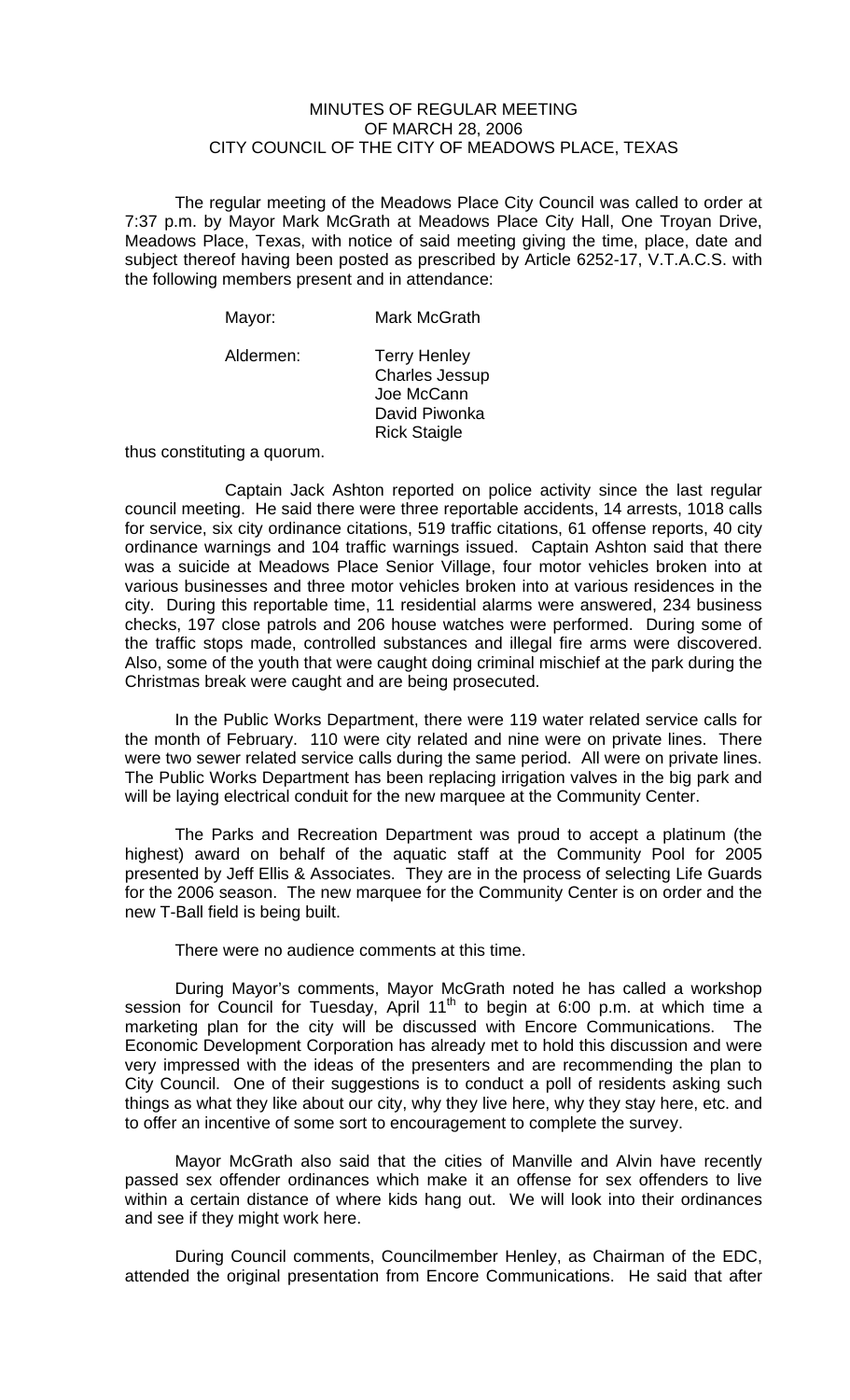MINUTES OF REGULAR MEETING
OF MARCH 28, 2006
CITY COUNCIL OF THE CITY OF MEADOWS PLACE, TEXAS

The regular meeting of the Meadows Place City Council was called to order at 7:37 p.m. by Mayor Mark McGrath at Meadows Place City Hall, One Troyan Drive, Meadows Place, Texas, with notice of said meeting giving the time, place, date and subject thereof having been posted as prescribed by Article 6252-17, V.T.A.C.S. with the following members present and in attendance:

Mayor: Mark McGrath

Aldermen: Terry Henley
Charles Jessup
Joe McCann
David Piwonka
Rick Staigle

thus constituting a quorum.

Captain Jack Ashton reported on police activity since the last regular council meeting. He said there were three reportable accidents, 14 arrests, 1018 calls for service, six city ordinance citations, 519 traffic citations, 61 offense reports, 40 city ordinance warnings and 104 traffic warnings issued. Captain Ashton said that there was a suicide at Meadows Place Senior Village, four motor vehicles broken into at various businesses and three motor vehicles broken into at various residences in the city. During this reportable time, 11 residential alarms were answered, 234 business checks, 197 close patrols and 206 house watches were performed. During some of the traffic stops made, controlled substances and illegal fire arms were discovered. Also, some of the youth that were caught doing criminal mischief at the park during the Christmas break were caught and are being prosecuted.

In the Public Works Department, there were 119 water related service calls for the month of February. 110 were city related and nine were on private lines. There were two sewer related service calls during the same period. All were on private lines. The Public Works Department has been replacing irrigation valves in the big park and will be laying electrical conduit for the new marquee at the Community Center.

The Parks and Recreation Department was proud to accept a platinum (the highest) award on behalf of the aquatic staff at the Community Pool for 2005 presented by Jeff Ellis & Associates. They are in the process of selecting Life Guards for the 2006 season. The new marquee for the Community Center is on order and the new T-Ball field is being built.

There were no audience comments at this time.

During Mayor's comments, Mayor McGrath noted he has called a workshop session for Council for Tuesday, April 11th to begin at 6:00 p.m. at which time a marketing plan for the city will be discussed with Encore Communications. The Economic Development Corporation has already met to hold this discussion and were very impressed with the ideas of the presenters and are recommending the plan to City Council. One of their suggestions is to conduct a poll of residents asking such things as what they like about our city, why they live here, why they stay here, etc. and to offer an incentive of some sort to encouragement to complete the survey.

Mayor McGrath also said that the cities of Manville and Alvin have recently passed sex offender ordinances which make it an offense for sex offenders to live within a certain distance of where kids hang out. We will look into their ordinances and see if they might work here.

During Council comments, Councilmember Henley, as Chairman of the EDC, attended the original presentation from Encore Communications. He said that after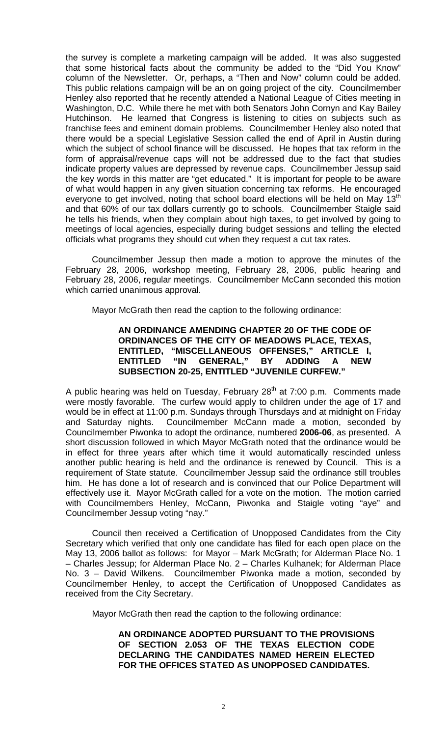the survey is complete a marketing campaign will be added. It was also suggested that some historical facts about the community be added to the "Did You Know" column of the Newsletter. Or, perhaps, a "Then and Now" column could be added. This public relations campaign will be an on going project of the city. Councilmember Henley also reported that he recently attended a National League of Cities meeting in Washington, D.C. While there he met with both Senators John Cornyn and Kay Bailey Hutchinson. He learned that Congress is listening to cities on subjects such as franchise fees and eminent domain problems. Councilmember Henley also noted that there would be a special Legislative Session called the end of April in Austin during which the subject of school finance will be discussed. He hopes that tax reform in the form of appraisal/revenue caps will not be addressed due to the fact that studies indicate property values are depressed by revenue caps. Councilmember Jessup said the key words in this matter are "get educated." It is important for people to be aware of what would happen in any given situation concerning tax reforms. He encouraged everyone to get involved, noting that school board elections will be held on May 13th and that 60% of our tax dollars currently go to schools. Councilmember Staigle said he tells his friends, when they complain about high taxes, to get involved by going to meetings of local agencies, especially during budget sessions and telling the elected officials what programs they should cut when they request a cut tax rates.

Councilmember Jessup then made a motion to approve the minutes of the February 28, 2006, workshop meeting, February 28, 2006, public hearing and February 28, 2006, regular meetings. Councilmember McCann seconded this motion which carried unanimous approval.

Mayor McGrath then read the caption to the following ordinance:

**AN ORDINANCE AMENDING CHAPTER 20 OF THE CODE OF ORDINANCES OF THE CITY OF MEADOWS PLACE, TEXAS, ENTITLED, "MISCELLANEOUS OFFENSES," ARTICLE I, ENTITLED "IN GENERAL," BY ADDING A NEW SUBSECTION 20-25, ENTITLED "JUVENILE CURFEW."**

A public hearing was held on Tuesday, February 28th at 7:00 p.m. Comments made were mostly favorable. The curfew would apply to children under the age of 17 and would be in effect at 11:00 p.m. Sundays through Thursdays and at midnight on Friday and Saturday nights. Councilmember McCann made a motion, seconded by Councilmember Piwonka to adopt the ordinance, numbered **2006-06**, as presented. A short discussion followed in which Mayor McGrath noted that the ordinance would be in effect for three years after which time it would automatically rescinded unless another public hearing is held and the ordinance is renewed by Council. This is a requirement of State statute. Councilmember Jessup said the ordinance still troubles him. He has done a lot of research and is convinced that our Police Department will effectively use it. Mayor McGrath called for a vote on the motion. The motion carried with Councilmembers Henley, McCann, Piwonka and Staigle voting "aye" and Councilmember Jessup voting "nay."

Council then received a Certification of Unopposed Candidates from the City Secretary which verified that only one candidate has filed for each open place on the May 13, 2006 ballot as follows: for Mayor – Mark McGrath; for Alderman Place No. 1 – Charles Jessup; for Alderman Place No. 2 – Charles Kulhanek; for Alderman Place No. 3 – David Wilkens. Councilmember Piwonka made a motion, seconded by Councilmember Henley, to accept the Certification of Unopposed Candidates as received from the City Secretary.

Mayor McGrath then read the caption to the following ordinance:

**AN ORDINANCE ADOPTED PURSUANT TO THE PROVISIONS OF SECTION 2.053 OF THE TEXAS ELECTION CODE DECLARING THE CANDIDATES NAMED HEREIN ELECTED FOR THE OFFICES STATED AS UNOPPOSED CANDIDATES.**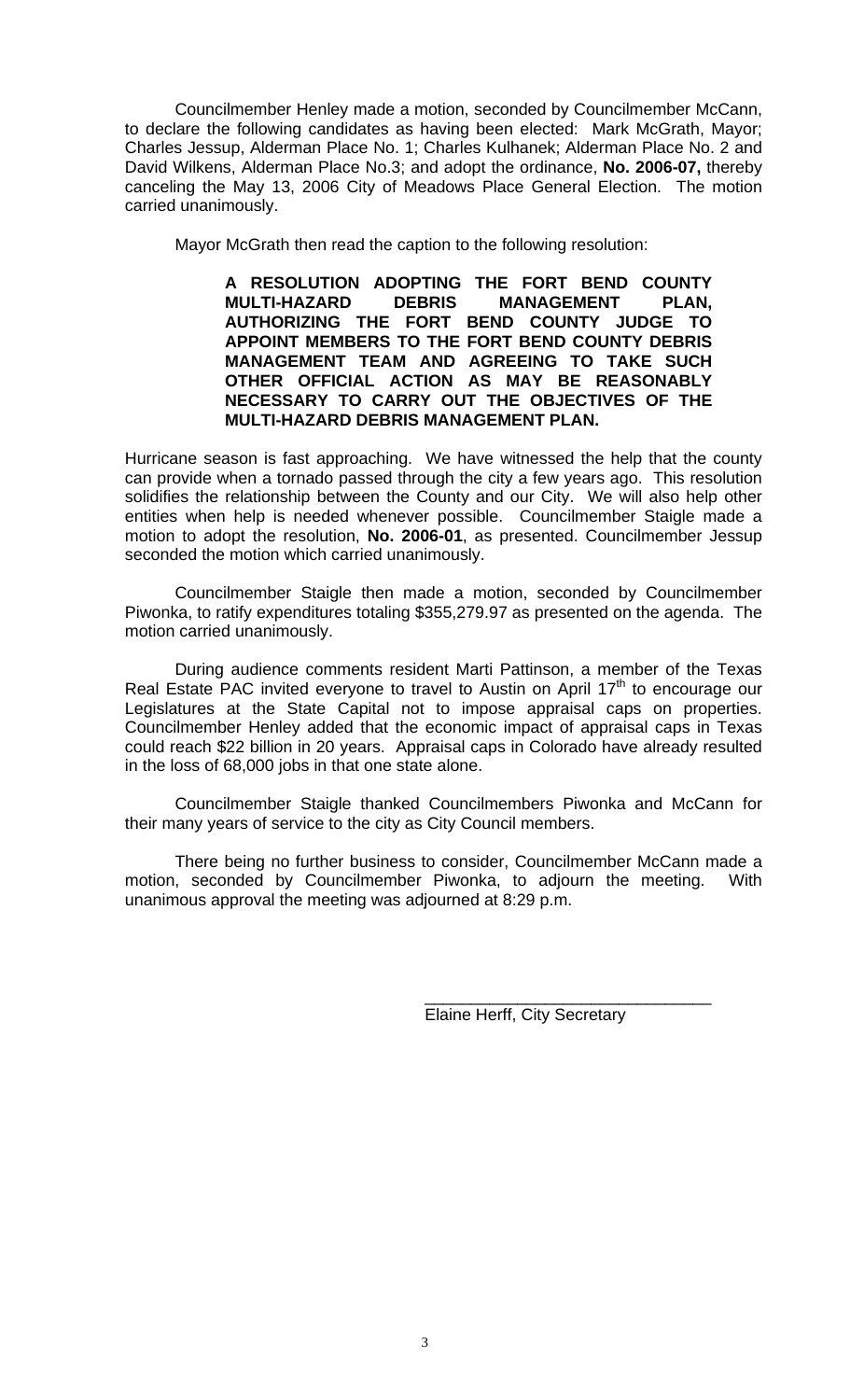Councilmember Henley made a motion, seconded by Councilmember McCann, to declare the following candidates as having been elected: Mark McGrath, Mayor; Charles Jessup, Alderman Place No. 1; Charles Kulhanek; Alderman Place No. 2 and David Wilkens, Alderman Place No.3; and adopt the ordinance, **No. 2006-07,** thereby canceling the May 13, 2006 City of Meadows Place General Election. The motion carried unanimously.

Mayor McGrath then read the caption to the following resolution:

> **A RESOLUTION ADOPTING THE FORT BEND COUNTY MULTI-HAZARD DEBRIS MANAGEMENT PLAN, AUTHORIZING THE FORT BEND COUNTY JUDGE TO APPOINT MEMBERS TO THE FORT BEND COUNTY DEBRIS MANAGEMENT TEAM AND AGREEING TO TAKE SUCH OTHER OFFICIAL ACTION AS MAY BE REASONABLY NECESSARY TO CARRY OUT THE OBJECTIVES OF THE MULTI-HAZARD DEBRIS MANAGEMENT PLAN.**

Hurricane season is fast approaching. We have witnessed the help that the county can provide when a tornado passed through the city a few years ago. This resolution solidifies the relationship between the County and our City. We will also help other entities when help is needed whenever possible. Councilmember Staigle made a motion to adopt the resolution, **No. 2006-01**, as presented. Councilmember Jessup seconded the motion which carried unanimously.

Councilmember Staigle then made a motion, seconded by Councilmember Piwonka, to ratify expenditures totaling $355,279.97 as presented on the agenda. The motion carried unanimously.

During audience comments resident Marti Pattinson, a member of the Texas Real Estate PAC invited everyone to travel to Austin on April 17th to encourage our Legislatures at the State Capital not to impose appraisal caps on properties. Councilmember Henley added that the economic impact of appraisal caps in Texas could reach $22 billion in 20 years. Appraisal caps in Colorado have already resulted in the loss of 68,000 jobs in that one state alone.

Councilmember Staigle thanked Councilmembers Piwonka and McCann for their many years of service to the city as City Council members.

There being no further business to consider, Councilmember McCann made a motion, seconded by Councilmember Piwonka, to adjourn the meeting. With unanimous approval the meeting was adjourned at 8:29 p.m.

\_\_\_\_\_\_\_\_\_\_\_\_\_\_\_\_\_\_\_\_\_\_\_\_\_\_\_\_\_\_\_\_

Elaine Herff, City Secretary